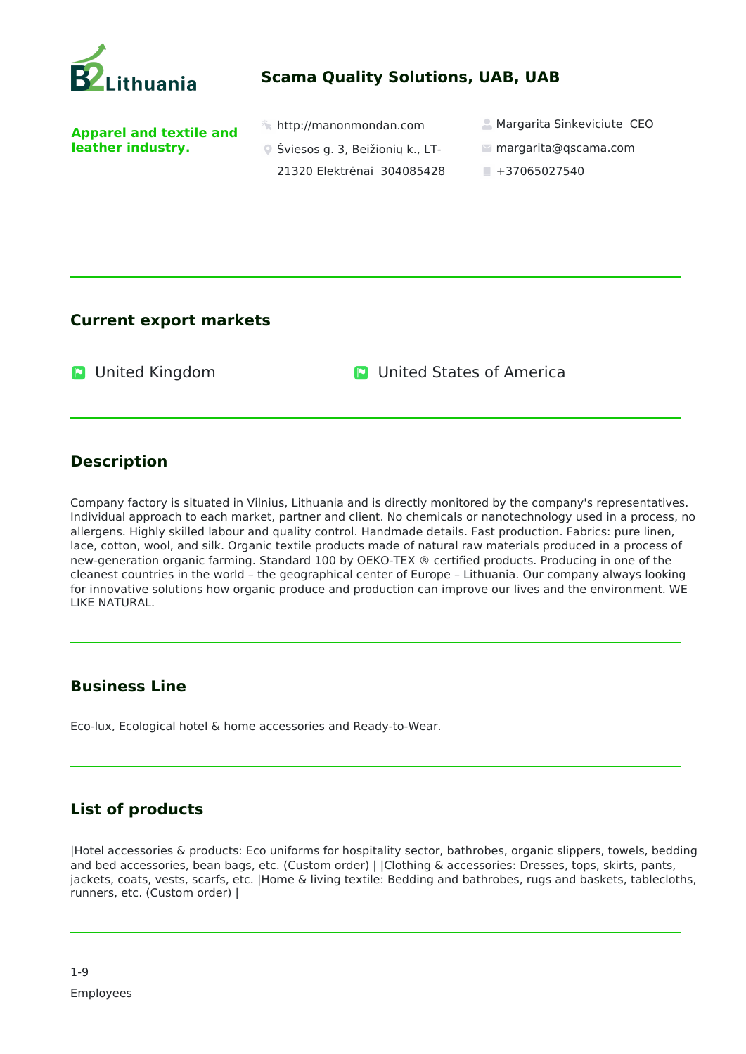# Scama Quality Solutions, UAB, UAB

**Apparel and textile and leather industry.**

http://manonmondan.com

Šviesos g. 3, Beižionių k., LT-21320 Elektrėnai 304085428

Margarita Sinkeviciute CEO

margarita@qscama.com

+37065027540

## Current export markets

- United Kingdom
- United States of America

## Description

Company factory is situated in Vilnius, Lithuania and is directly monitored by the company's representatives. Individual approach to each market, partner and client. No chemicals or nanotechnology used in a process, no allergens. Highly skilled labour and quality control. Handmade details. Fast production. Fabrics: pure linen, lace, cotton, wool, and silk. Organic textile products made of natural raw materials produced in a process of new-generation organic farming. Standard 100 by OEKO-TEX ® certified products. Producing in one of the cleanest countries in the world – the geographical center of Europe – Lithuania. Our company always looking for innovative solutions how organic produce and production can improve our lives and the environment. WE LIKE NATURAL.

## Business Line

Eco-lux, Ecological hotel & home accessories and Ready-to-Wear.

## List of products

|Hotel accessories & products: Eco uniforms for hospitality sector, bathrobes, organic slippers, towels, bedding and bed accessories, bean bags, etc. (Custom order) | |Clothing & accessories: Dresses, tops, skirts, pants, jackets, coats, vests, scarfs, etc. |Home & living textile: Bedding and bathrobes, rugs and baskets, tablecloths, runners, etc. (Custom order) |

1-9

Employees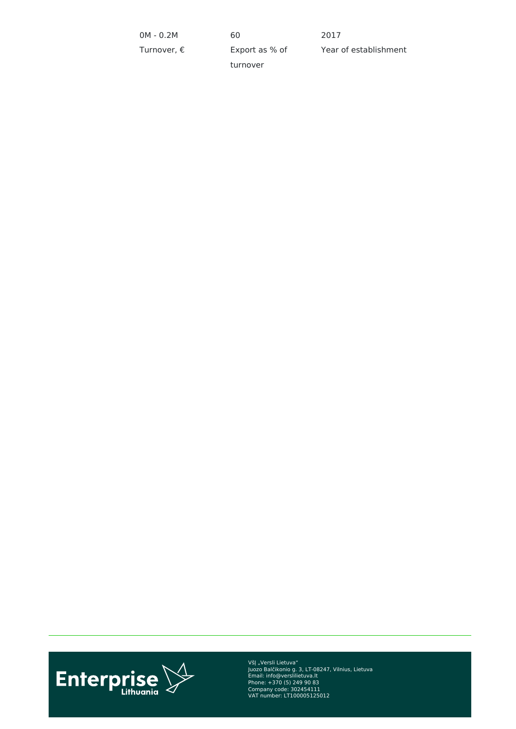| | | |
|---|---|---|
| 0M - 0.2M | 60 | 2017 |
| Turnover, € | Export as % of turnover | Year of establishment |